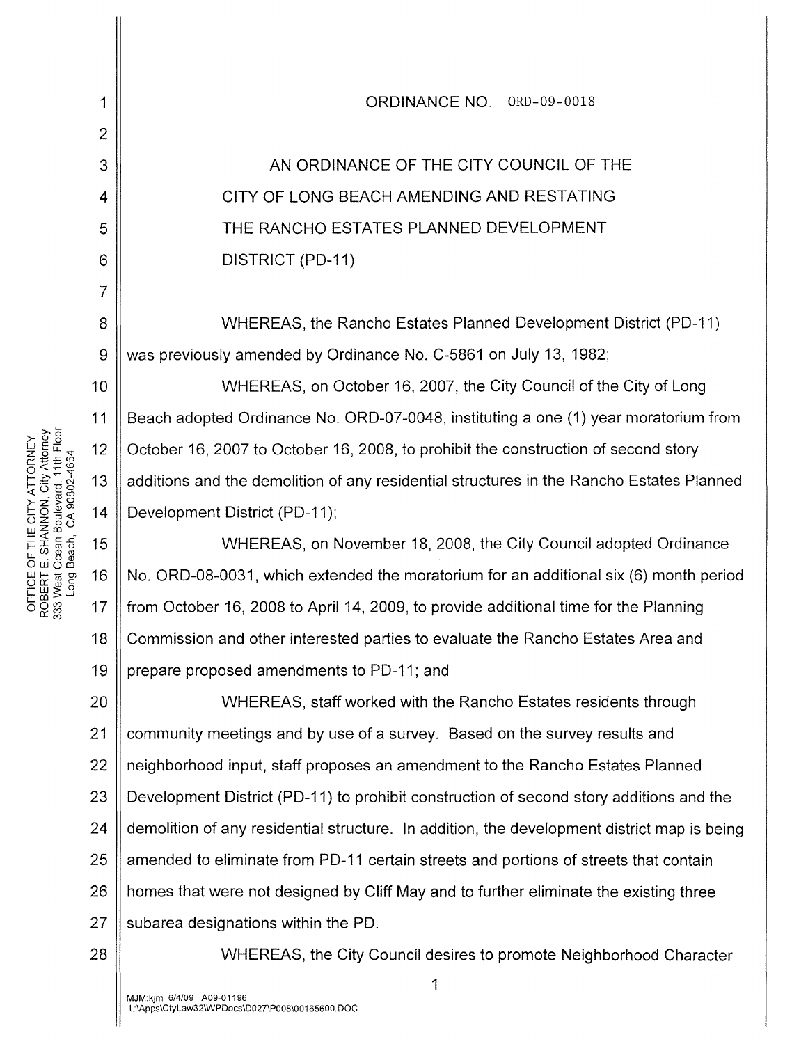ORDINANCE NO. ORD-09-0018

AN ORDINANCE OF THE CITY COUNCIL OF THE CITY OF LONG BEACH AMENDING AND RESTATING THE RANCHO ESTATES PLANNED DEVELOPMENT DISTRICT (PD-11)

WHEREAS, the Rancho Estates Planned Development District (PD-11) was previously amended by Ordinance No. C-5861 on July 13, 1982;

WHEREAS, on October 16, 2007, the City Council of the City of Long Beach adopted Ordinance No. ORD-07-0048, instituting a one (1) year moratorium from October 16, 2007 to October 16, 2008, to prohibit the construction of second story additions and the demolition of any residential structures in the Rancho Estates Planned Development District (PD-11);

WHEREAS, on November 18, 2008, the City Council adopted Ordinance No. ORD-08-0031, which extended the moratorium for an additional six (6) month period from October 16, 2008 to April 14, 2009, to provide additional time for the Planning Commission and other interested parties to evaluate the Rancho Estates Area and prepare proposed amendments to PD-11; and

WHEREAS, staff worked with the Rancho Estates residents through community meetings and by use of a survey. Based on the survey results and neighborhood input, staff proposes an amendment to the Rancho Estates Planned Development District (PD-11) to prohibit construction of second story additions and the demolition of any residential structure. In addition, the development district map is being amended to eliminate from PD-11 certain streets and portions of streets that contain homes that were not designed by Cliff May and to further eliminate the existing three subarea designations within the PD.

WHEREAS, the City Council desires to promote Neighborhood Character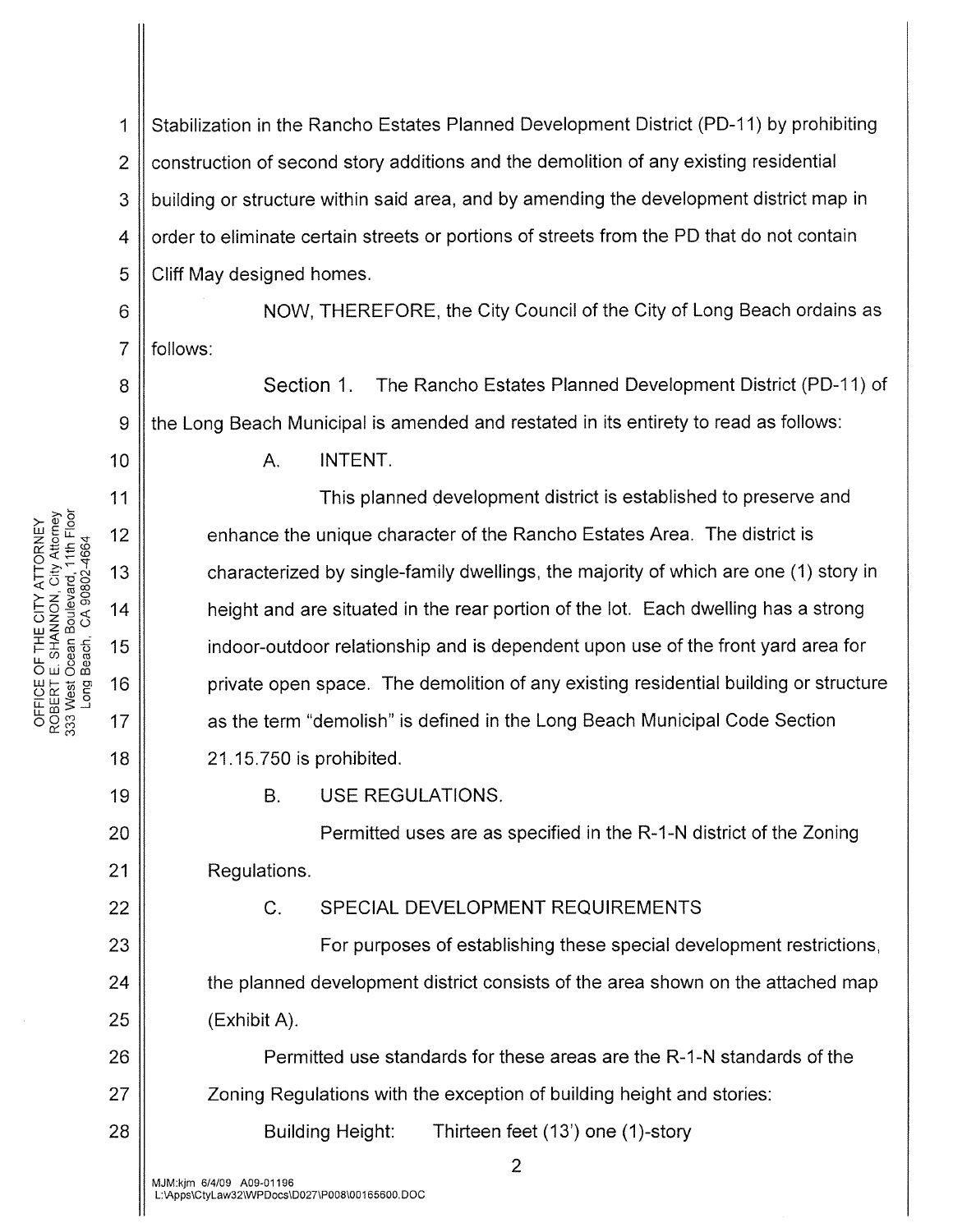Stabilization in the Rancho Estates Planned Development District (PD-11) by prohibiting construction of second story additions and the demolition of any existing residential building or structure within said area, and by amending the development district map in order to eliminate certain streets or portions of streets from the PD that do not contain Cliff May designed homes.

NOW, THEREFORE, the City Council of the City of Long Beach ordains as follows:

Section 1. The Rancho Estates Planned Development District (PD-11) of the Long Beach Municipal is amended and restated in its entirety to read as follows:

A. INTENT.

This planned development district is established to preserve and enhance the unique character of the Rancho Estates Area. The district is characterized by single-family dwellings, the majority of which are one (1) story in height and are situated in the rear portion of the lot. Each dwelling has a strong indoor-outdoor relationship and is dependent upon use of the front yard area for private open space. The demolition of any existing residential building or structure as the term "demolish" is defined in the Long Beach Municipal Code Section 21.15.750 is prohibited.

B. USE REGULATIONS.

Permitted uses are as specified in the R-1-N district of the Zoning Regulations.

C. SPECIAL DEVELOPMENT REQUIREMENTS

For purposes of establishing these special development restrictions, the planned development district consists of the area shown on the attached map (Exhibit A).

Permitted use standards for these areas are the R-1-N standards of the Zoning Regulations with the exception of building height and stories:

Building Height: Thirteen feet (13') one (1)-story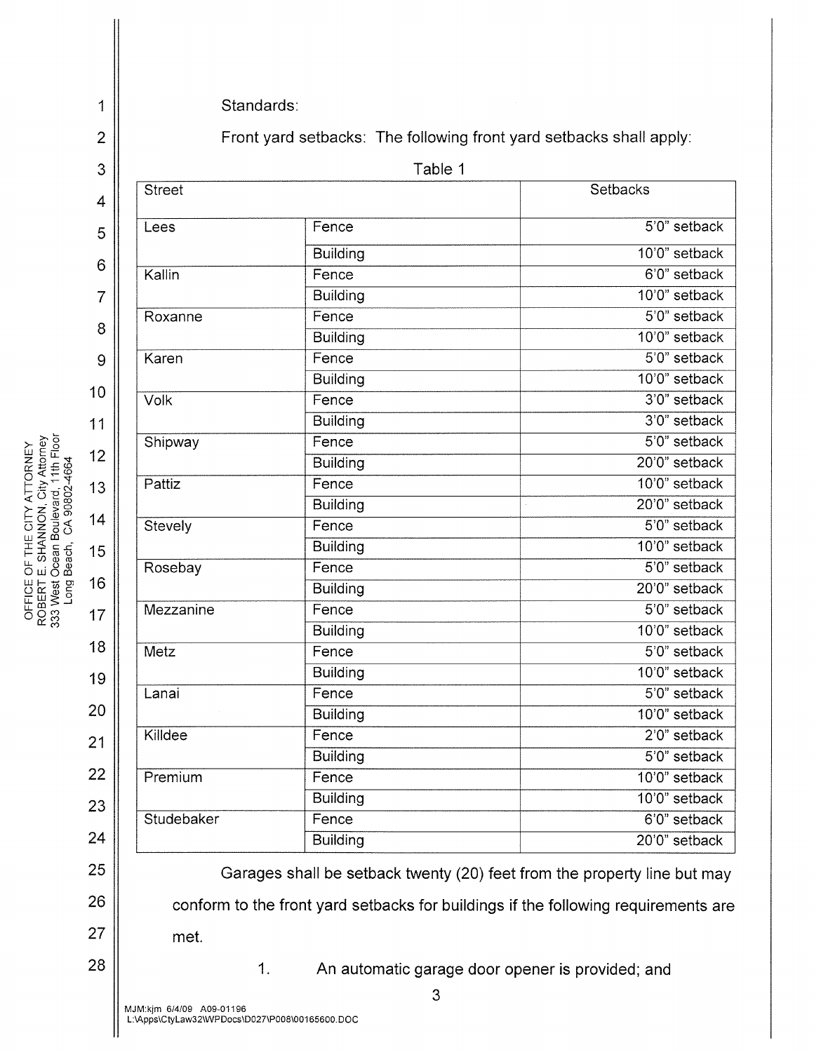Standards:

Front yard setbacks: The following front yard setbacks shall apply:

Table 1

| Street | | Setbacks |
|---|---|---|
| Lees | Fence | 5'0" setback |
| | Building | 10'0" setback |
| Kallin | Fence | 6'0" setback |
| | Building | 10'0" setback |
| Roxanne | Fence | 5'0" setback |
| | Building | 10'0" setback |
| Karen | Fence | 5'0" setback |
| | Building | 10'0" setback |
| Volk | Fence | 3'0" setback |
| | Building | 3'0" setback |
| Shipway | Fence | 5'0" setback |
| | Building | 20'0" setback |
| Pattiz | Fence | 10'0" setback |
| | Building | 20'0" setback |
| Stevely | Fence | 5'0" setback |
| | Building | 10'0" setback |
| Rosebay | Fence | 5'0" setback |
| | Building | 20'0" setback |
| Mezzanine | Fence | 5'0" setback |
| | Building | 10'0" setback |
| Metz | Fence | 5'0" setback |
| | Building | 10'0" setback |
| Lanai | Fence | 5'0" setback |
| | Building | 10'0" setback |
| Killdee | Fence | 2'0" setback |
| | Building | 5'0" setback |
| Premium | Fence | 10'0" setback |
| | Building | 10'0" setback |
| Studebaker | Fence | 6'0" setback |
| | Building | 20'0" setback |

Garages shall be setback twenty (20) feet from the property line but may conform to the front yard setbacks for buildings if the following requirements are met.

1. An automatic garage door opener is provided; and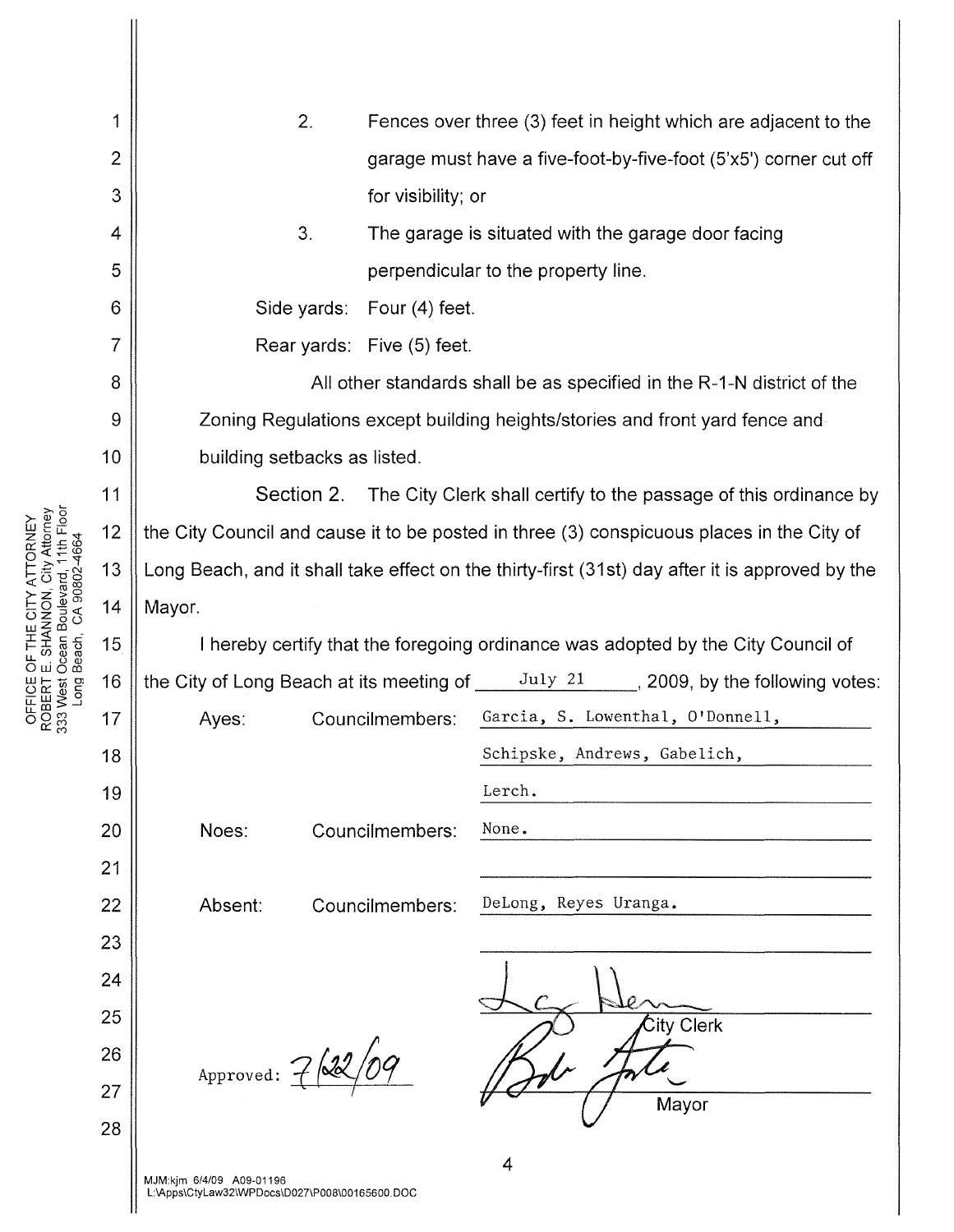2. Fences over three (3) feet in height which are adjacent to the garage must have a five-foot-by-five-foot (5'x5') corner cut off for visibility; or

3. The garage is situated with the garage door facing perpendicular to the property line.

Side yards: Four (4) feet.

Rear yards: Five (5) feet.

All other standards shall be as specified in the R-1-N district of the Zoning Regulations except building heights/stories and front yard fence and building setbacks as listed.

Section 2. The City Clerk shall certify to the passage of this ordinance by the City Council and cause it to be posted in three (3) conspicuous places in the City of Long Beach, and it shall take effect on the thirty-first (31st) day after it is approved by the Mayor.

I hereby certify that the foregoing ordinance was adopted by the City Council of the City of Long Beach at its meeting of July 21, 2009, by the following votes:

| | | |
|---|---|---|
| Ayes: | Councilmembers: | Garcia, S. Lowenthal, O'Donnell, Schipske, Andrews, Gabelich, Lerch. |
| Noes: | Councilmembers: | None. |
| Absent: | Councilmembers: | DeLong, Reyes Uranga. |

City Clerk

Approved: 7/22/09

Mayor

MJM:kjm 6/4/09 A09-01196
L:\Apps\CtyLaw32\WPDocs\D027\P008\00165600.DOC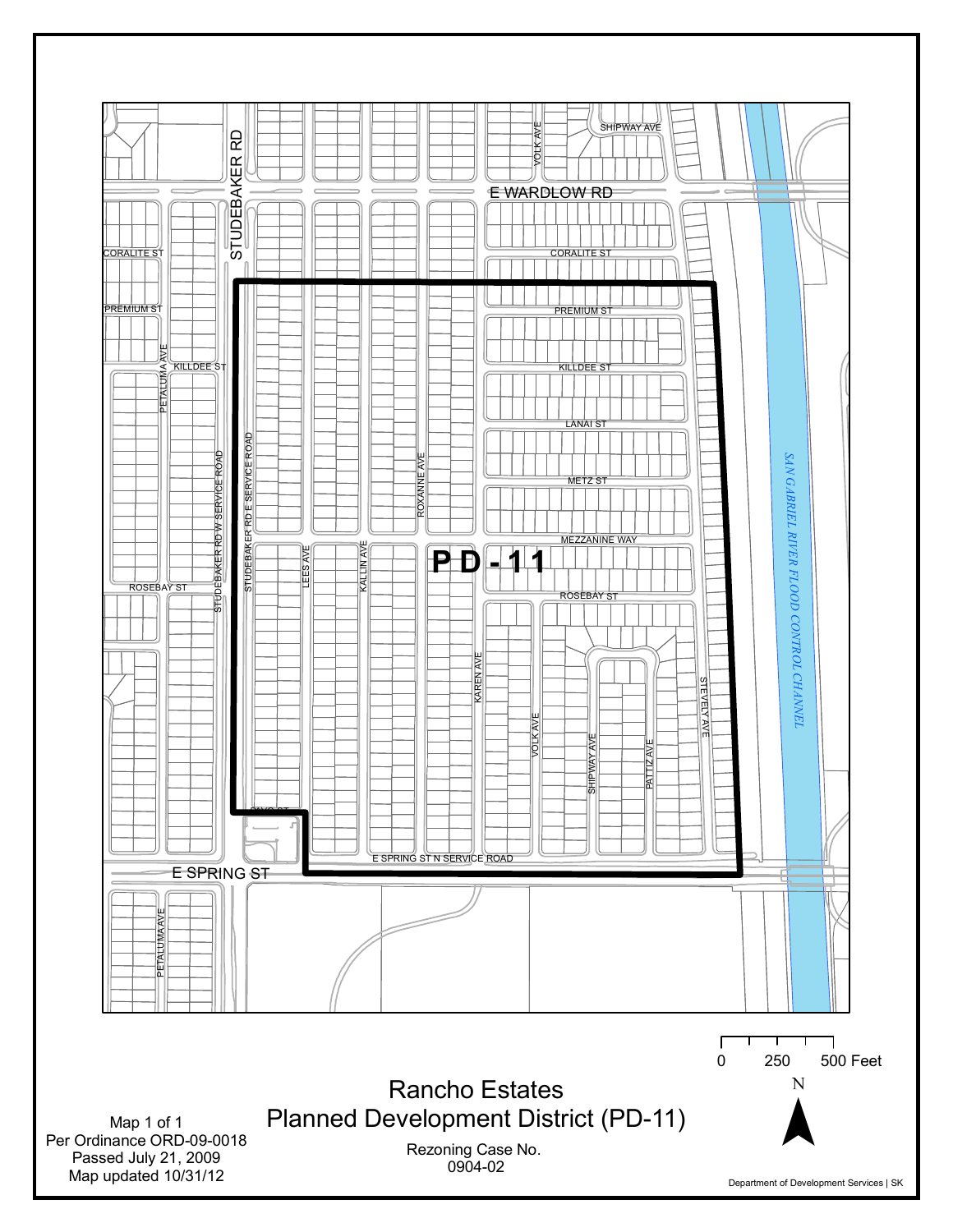# Rancho Estates
# Planned Development District (PD-11)

Rezoning Case No.
0904-02

Map 1 of 1
Per Ordinance ORD-09-0018
Passed July 21, 2009
Map updated 10/31/12

0 250 500 Feet

N

PD-11

E WARDLOW RD
E SPRING ST
STUDEBAKER RD
CORALITE ST
PREMIUM ST
KILLDEE ST
LANAI ST
METZ ST
MEZZANINE WAY
ROSEBAY ST
PETALUMA AVE
STUDEBAKER RD W SERVICE ROAD
STUDEBAKER RD E SERVICE ROAD
LEES AVE
KALLIN AVE
ROXANNE AVE
KAREN AVE
VOLK AVE
SHIPWAY AVE
PATTIZ AVE
STEVELY AVE
E SPRING ST N SERVICE ROAD
SAN GABRIEL RIVER FLOOD CONTROL CHANNEL

Department of Development Services | SK